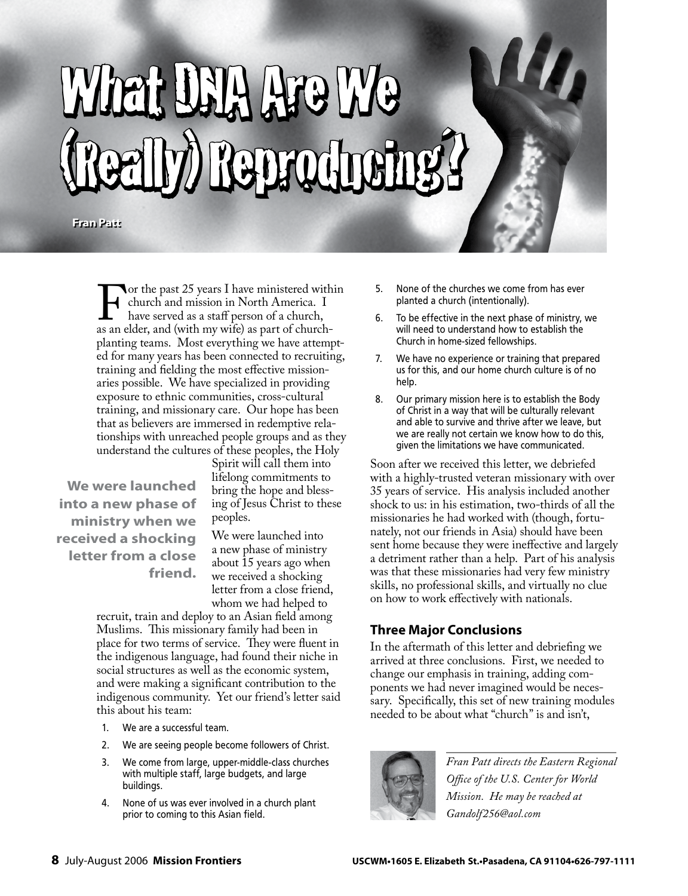# What DNA Are We (Really) Reproducing?

**Fran Patt**

For the past 25 years I have ministered within church and mission in North America. I have served as a staff person of a church, as an elder, and (with my wife) as part of church-planting teams. Most everything we have attempted for many years has been connected to recruiting, training and fielding the most effective missionaries possible. We have specialized in providing exposure to ethnic communities, cross-cultural training, and missionary care. Our hope has been that as believers are immersed in redemptive relationships with unreached people groups and as they understand the cultures of these peoples, the Holy Spirit will call them into lifelong commitments to bring the hope and blessing of Jesus Christ to these peoples.

**We were launched into a new phase of ministry when we received a shocking letter from a close friend.**

We were launched into a new phase of ministry about 15 years ago when we received a shocking letter from a close friend, whom we had helped to recruit, train and deploy to an Asian field among Muslims. This missionary family had been in place for two terms of service. They were fluent in the indigenous language, had found their niche in social structures as well as the economic system, and were making a significant contribution to the indigenous community. Yet our friend's letter said this about his team:

1. We are a successful team.
2. We are seeing people become followers of Christ.
3. We come from large, upper-middle-class churches with multiple staff, large budgets, and large buildings.
4. None of us was ever involved in a church plant prior to coming to this Asian field.
5. None of the churches we come from has ever planted a church (intentionally).
6. To be effective in the next phase of ministry, we will need to understand how to establish the Church in home-sized fellowships.
7. We have no experience or training that prepared us for this, and our home church culture is of no help.
8. Our primary mission here is to establish the Body of Christ in a way that will be culturally relevant and able to survive and thrive after we leave, but we are really not certain we know how to do this, given the limitations we have communicated.

Soon after we received this letter, we debriefed with a highly-trusted veteran missionary with over 35 years of service. His analysis included another shock to us: in his estimation, two-thirds of all the missionaries he had worked with (though, fortunately, not our friends in Asia) should have been sent home because they were ineffective and largely a detriment rather than a help. Part of his analysis was that these missionaries had very few ministry skills, no professional skills, and virtually no clue on how to work effectively with nationals.

## Three Major Conclusions

In the aftermath of this letter and debriefing we arrived at three conclusions. First, we needed to change our emphasis in training, adding components we had never imagined would be necessary. Specifically, this set of new training modules needed to be about what "church" is and isn't,

*Fran Patt directs the Eastern Regional Office of the U.S. Center for World Mission. He may be reached at Gandolf256@aol.com*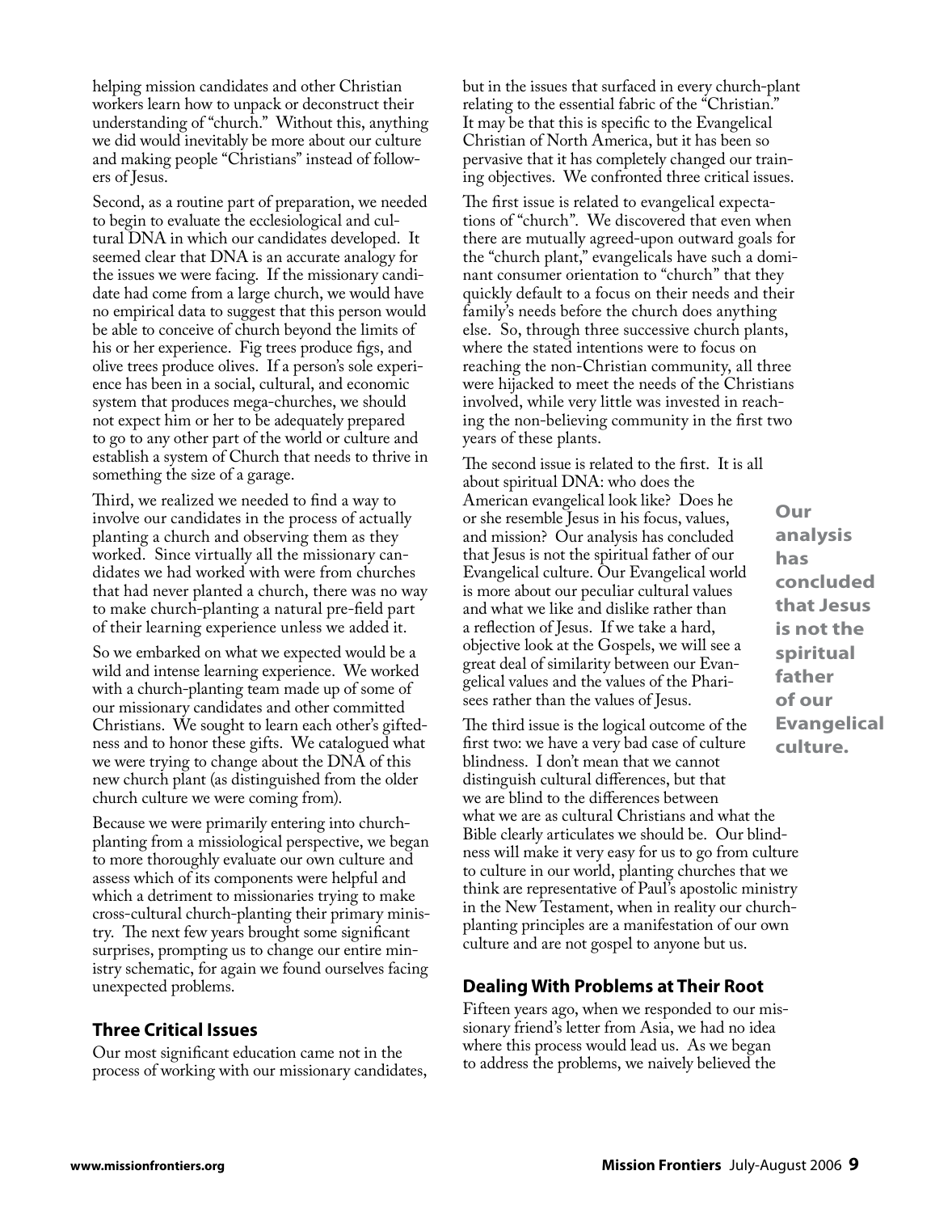helping mission candidates and other Christian workers learn how to unpack or deconstruct their understanding of "church." Without this, anything we did would inevitably be more about our culture and making people "Christians" instead of followers of Jesus.

Second, as a routine part of preparation, we needed to begin to evaluate the ecclesiological and cultural DNA in which our candidates developed. It seemed clear that DNA is an accurate analogy for the issues we were facing. If the missionary candidate had come from a large church, we would have no empirical data to suggest that this person would be able to conceive of church beyond the limits of his or her experience. Fig trees produce figs, and olive trees produce olives. If a person's sole experience has been in a social, cultural, and economic system that produces mega-churches, we should not expect him or her to be adequately prepared to go to any other part of the world or culture and establish a system of Church that needs to thrive in something the size of a garage.

Third, we realized we needed to find a way to involve our candidates in the process of actually planting a church and observing them as they worked. Since virtually all the missionary candidates we had worked with were from churches that had never planted a church, there was no way to make church-planting a natural pre-field part of their learning experience unless we added it.

So we embarked on what we expected would be a wild and intense learning experience. We worked with a church-planting team made up of some of our missionary candidates and other committed Christians. We sought to learn each other's giftedness and to honor these gifts. We catalogued what we were trying to change about the DNA of this new church plant (as distinguished from the older church culture we were coming from).

Because we were primarily entering into church-planting from a missiological perspective, we began to more thoroughly evaluate our own culture and assess which of its components were helpful and which a detriment to missionaries trying to make cross-cultural church-planting their primary ministry. The next few years brought some significant surprises, prompting us to change our entire ministry schematic, for again we found ourselves facing unexpected problems.

## Three Critical Issues

Our most significant education came not in the process of working with our missionary candidates, but in the issues that surfaced in every church-plant relating to the essential fabric of the "Christian." It may be that this is specific to the Evangelical Christian of North America, but it has been so pervasive that it has completely changed our training objectives. We confronted three critical issues.

The first issue is related to evangelical expectations of "church". We discovered that even when there are mutually agreed-upon outward goals for the "church plant," evangelicals have such a dominant consumer orientation to "church" that they quickly default to a focus on their needs and their family's needs before the church does anything else. So, through three successive church plants, where the stated intentions were to focus on reaching the non-Christian community, all three were hijacked to meet the needs of the Christians involved, while very little was invested in reaching the non-believing community in the first two years of these plants.

The second issue is related to the first. It is all about spiritual DNA: who does the American evangelical look like? Does he or she resemble Jesus in his focus, values, and mission? Our analysis has concluded that Jesus is not the spiritual father of our Evangelical culture. Our Evangelical world is more about our peculiar cultural values and what we like and dislike rather than a reflection of Jesus. If we take a hard, objective look at the Gospels, we will see a great deal of similarity between our Evangelical values and the values of the Pharisees rather than the values of Jesus.

**Our analysis has concluded that Jesus is not the spiritual father of our Evangelical culture.**

The third issue is the logical outcome of the first two: we have a very bad case of culture blindness. I don't mean that we cannot distinguish cultural differences, but that we are blind to the differences between what we are as cultural Christians and what the Bible clearly articulates we should be. Our blindness will make it very easy for us to go from culture to culture in our world, planting churches that we think are representative of Paul's apostolic ministry in the New Testament, when in reality our church-planting principles are a manifestation of our own culture and are not gospel to anyone but us.

## Dealing With Problems at Their Root

Fifteen years ago, when we responded to our missionary friend's letter from Asia, we had no idea where this process would lead us. As we began to address the problems, we naively believed the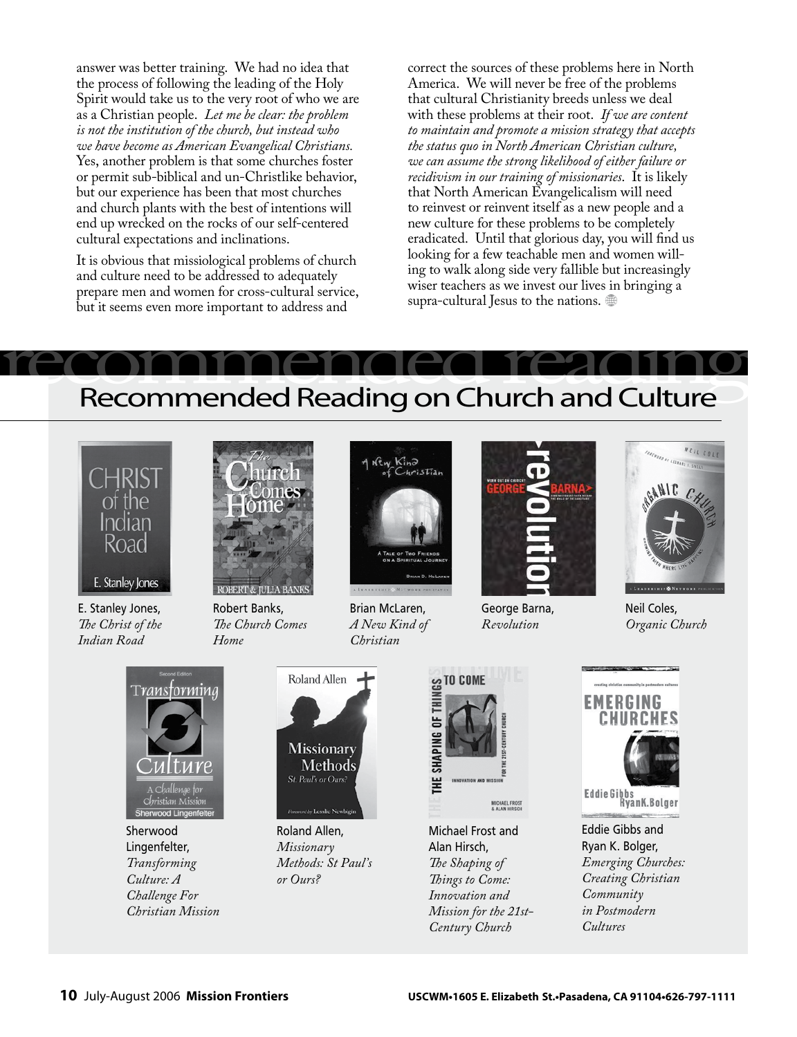answer was better training. We had no idea that the process of following the leading of the Holy Spirit would take us to the very root of who we are as a Christian people. *Let me be clear: the problem is not the institution of the church, but instead who we have become as American Evangelical Christians.* Yes, another problem is that some churches foster or permit sub-biblical and un-Christlike behavior, but our experience has been that most churches and church plants with the best of intentions will end up wrecked on the rocks of our self-centered cultural expectations and inclinations.

It is obvious that missiological problems of church and culture need to be addressed to adequately prepare men and women for cross-cultural service, but it seems even more important to address and correct the sources of these problems here in North America. We will never be free of the problems that cultural Christianity breeds unless we deal with these problems at their root. *If we are content to maintain and promote a mission strategy that accepts the status quo in North American Christian culture, we can assume the strong likelihood of either failure or recidivism in our training of missionaries.* It is likely that North American Evangelicalism will need to reinvest or reinvent itself as a new people and a new culture for these problems to be completely eradicated. Until that glorious day, you will find us looking for a few teachable men and women willing to walk along side very fallible but increasingly wiser teachers as we invest our lives in bringing a supra-cultural Jesus to the nations.

# Recommended Reading on Church and Culture

E. Stanley Jones, *The Christ of the Indian Road*

Robert Banks, *The Church Comes Home*

Brian McLaren, *A New Kind of Christian*

George Barna, *Revolution*

Neil Coles, *Organic Church*

Sherwood Lingenfelter, *Transforming Culture: A Challenge For Christian Mission*

Roland Allen, *Missionary Methods: St Paul's or Ours?*

Michael Frost and Alan Hirsch, *The Shaping of Things to Come: Innovation and Mission for the 21st-Century Church*

Eddie Gibbs and Ryan K. Bolger, *Emerging Churches: Creating Christian Community in Postmodern Cultures*